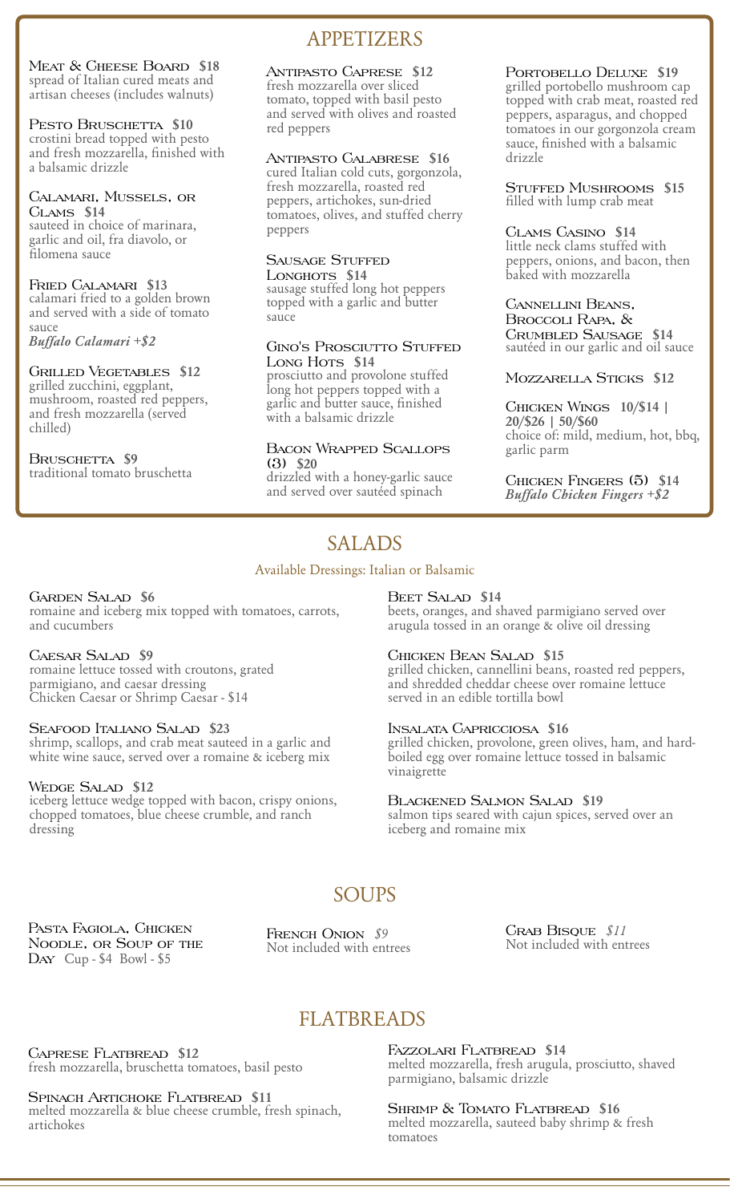## APPETIZERS

**Meat & Cheese Board** **$18**
spread of Italian cured meats and artisan cheeses (includes walnuts)

**Pesto Bruschetta** **$10**
crostini bread topped with pesto and fresh mozzarella, finished with a balsamic drizzle

**Calamari, Mussels, or Clams** **$14**
sauteed in choice of marinara, garlic and oil, fra diavolo, or filomena sauce

**Fried Calamari** **$13**
calamari fried to a golden brown and served with a side of tomato sauce
*Buffalo Calamari +$2*

**Grilled Vegetables** **$12**
grilled zucchini, eggplant, mushroom, roasted red peppers, and fresh mozzarella (served chilled)

**Bruschetta** **$9**
traditional tomato bruschetta

**Antipasto Caprese** **$12**
fresh mozzarella over sliced tomato, topped with basil pesto and served with olives and roasted red peppers

**Antipasto Calabrese** **$16**
cured Italian cold cuts, gorgonzola, fresh mozzarella, roasted red peppers, artichokes, sun-dried tomatoes, olives, and stuffed cherry peppers

**Sausage Stuffed Longhots** **$14**
sausage stuffed long hot peppers topped with a garlic and butter sauce

**Gino's Prosciutto Stuffed Long Hots** **$14**
prosciutto and provolone stuffed long hot peppers topped with a garlic and butter sauce, finished with a balsamic drizzle

**Bacon Wrapped Scallops (3)** **$20**
drizzled with a honey-garlic sauce and served over sautéed spinach

**Portobello Deluxe** **$19**
grilled portobello mushroom cap topped with crab meat, roasted red peppers, asparagus, and chopped tomatoes in our gorgonzola cream sauce, finished with a balsamic drizzle

**Stuffed Mushrooms** **$15**
filled with lump crab meat

**Clams Casino** **$14**
little neck clams stuffed with peppers, onions, and bacon, then baked with mozzarella

**Cannellini Beans, Broccoli Rapa, & Crumbled Sausage** **$14**
sautéed in our garlic and oil sauce

**Mozzarella Sticks** **$12**

**Chicken Wings** **10/$14 | 20/$26 | 50/$60**
choice of: mild, medium, hot, bbq, garlic parm

**Chicken Fingers (5)** **$14**
*Buffalo Chicken Fingers +$2*

## SALADS

Available Dressings: Italian or Balsamic

**Garden Salad** **$6**
romaine and iceberg mix topped with tomatoes, carrots, and cucumbers

**Caesar Salad** **$9**
romaine lettuce tossed with croutons, grated parmigiano, and caesar dressing
Chicken Caesar or Shrimp Caesar - $14

**Seafood Italiano Salad** **$23**
shrimp, scallops, and crab meat sauteed in a garlic and white wine sauce, served over a romaine & iceberg mix

**Wedge Salad** **$12**
iceberg lettuce wedge topped with bacon, crispy onions, chopped tomatoes, blue cheese crumble, and ranch dressing

**Beet Salad** **$14**
beets, oranges, and shaved parmigiano served over arugula tossed in an orange & olive oil dressing

**Chicken Bean Salad** **$15**
grilled chicken, cannellini beans, roasted red peppers, and shredded cheddar cheese over romaine lettuce served in an edible tortilla bowl

**Insalata Capricciosa** **$16**
grilled chicken, provolone, green olives, ham, and hard-boiled egg over romaine lettuce tossed in balsamic vinaigrette

**Blackened Salmon Salad** **$19**
salmon tips seared with cajun spices, served over an iceberg and romaine mix

## SOUPS

**Pasta Fagiola, Chicken Noodle, or Soup of the Day** Cup - $4 Bowl - $5

**French Onion** *$9*
Not included with entrees

**Crab Bisque** *$11*
Not included with entrees

## FLATBREADS

**Caprese Flatbread** **$12**
fresh mozzarella, bruschetta tomatoes, basil pesto

**Spinach Artichoke Flatbread** **$11**
melted mozzarella & blue cheese crumble, fresh spinach, artichokes

**Fazzolari Flatbread** **$14**
melted mozzarella, fresh arugula, prosciutto, shaved parmigiano, balsamic drizzle

**Shrimp & Tomato Flatbread** **$16**
melted mozzarella, sauteed baby shrimp & fresh tomatoes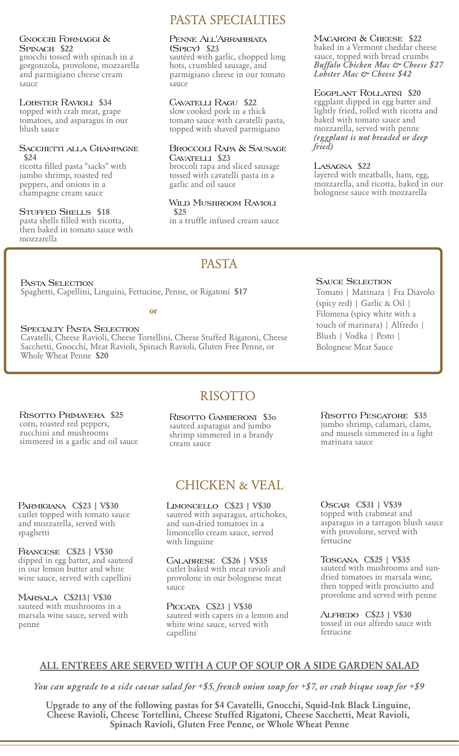## PASTA SPECIALTIES

**Gnocchi Formaggi & Spinach $22**
gnocchi tossed with spinach in a gorgonzola, provolone, mozzarella and parmigiano cheese cream sauce

**Lobster Ravioli $34**
topped with crab meat, grape tomatoes, and asparagus in our blush sauce

**Sacchetti alla Champagne $24**
ricotta filled pasta "sacks" with jumbo shrimp, roasted red peppers, and onions in a champagne cream sauce

**Stuffed Shells $18**
pasta shells filled with ricotta, then baked in tomato sauce with mozzarella

**Penne All'Arrabbiata (Spicy) $23**
sautéed with garlic, chopped long hots, crumbled sausage, and parmigiano cheese in our tomato sauce

**Cavatelli Ragu $22**
slow cooked pork in a thick tomato sauce with cavatelli pasta, topped with shaved parmigiano

**Broccoli Rapa & Sausage Cavatelli $23**
broccoli rapa and sliced sausage tossed with cavatelli pasta in a garlic and oil sauce

**Wild Mushroom Ravioli $25**
in a truffle infused cream sauce

**Macaroni & Cheese $22**
baked in a Vermont cheddar cheese sauce, topped with bread crumbs
***Buffalo Chicken Mac & Cheese $27***
***Lobster Mac & Cheese $42***

**Eggplant Rollatini $20**
eggplant dipped in egg batter and lightly fried, rolled with ricotta and baked with tomato sauce and mozzarella, served with penne
***(eggplant is not breaded or deep fried)***

**Lasagna $22**
layered with meatballs, ham, egg, mozzarella, and ricotta, baked in our bolognese sauce with mozzarella

## PASTA

**Pasta Selection**
Spaghetti, Capellini, Linguini, Fettucine, Penne, or Rigatoni **$17**

**or**

**Specialty Pasta Selection**
Cavatelli, Cheese Ravioli, Cheese Tortellini, Cheese Stuffed Rigatoni, Cheese Sacchetti, Gnocchi, Meat Ravioli, Spinach Ravioli, Gluten Free Penne, or Whole Wheat Penne **$20**

**Sauce Selection**
Tomato | Marinara | Fra Diavolo (spicy red) | Garlic & Oil | Filomena (spicy white with a touch of marinara) | Alfredo | Blush | Vodka | Pesto | Bolognese Meat Sauce

## RISOTTO

**Risotto Primavera $25**
corn, roasted red peppers, zucchini and mushrooms simmered in a garlic and oil sauce

**Risotto Gamberoni $30**
sauteed asparagus and jumbo shrimp simmered in a brandy cream sauce

**Risotto Pescatore $35**
jumbo shrimp, calamari, clams, and mussels simmered in a light marinara sauce

## CHICKEN & VEAL

**Parmigiana C$23 | V$30**
cutlet topped with tomato sauce and mozzarella, served with spaghetti

**Francese C$23 | V$30**
dipped in egg batter, and sauteed in our lemon butter and white wine sauce, served with capellini

**Marsala C$213| V$30**
sauteed with mushrooms in a marsala wine sauce, served with penne

**Limoncello C$23 | V$30**
sauteed with asparagus, artichokes, and sun-dried tomatoes in a limoncello cream sauce, served with linguine

**Calabrese C$26 | V$35**
cutlet baked with meat ravioli and provolone in our bolognese meat sauce

**Piccata C$23 | V$30**
sauteed with capers in a lemon and white wine sauce, served with capellini

**Oscar C$31 | V$39**
topped with crabmeat and asparagus in a tarragon blush sauce with provolone, served with fettucine

**Toscana C$25 | V$35**
sauteed with mushrooms and sun-dried tomatoes in marsala wine, then topped with prosciutto and provolone and served with penne

**Alfredo C$23 | V$30**
tossed in our alfredo sauce with fettucine

**ALL ENTREES ARE SERVED WITH A CUP OF SOUP OR A SIDE GARDEN SALAD**

***You can upgrade to a side caesar salad for +$5, french onion soup for +$7, or crab bisque soup for +$9***

**Upgrade to any of the following pastas for $4 Cavatelli, Gnocchi, Squid-Ink Black Linguine, Cheese Ravioli, Cheese Tortellini, Cheese Stuffed Rigatoni, Cheese Sacchetti, Meat Ravioli, Spinach Ravioli, Gluten Free Penne, or Whole Wheat Penne**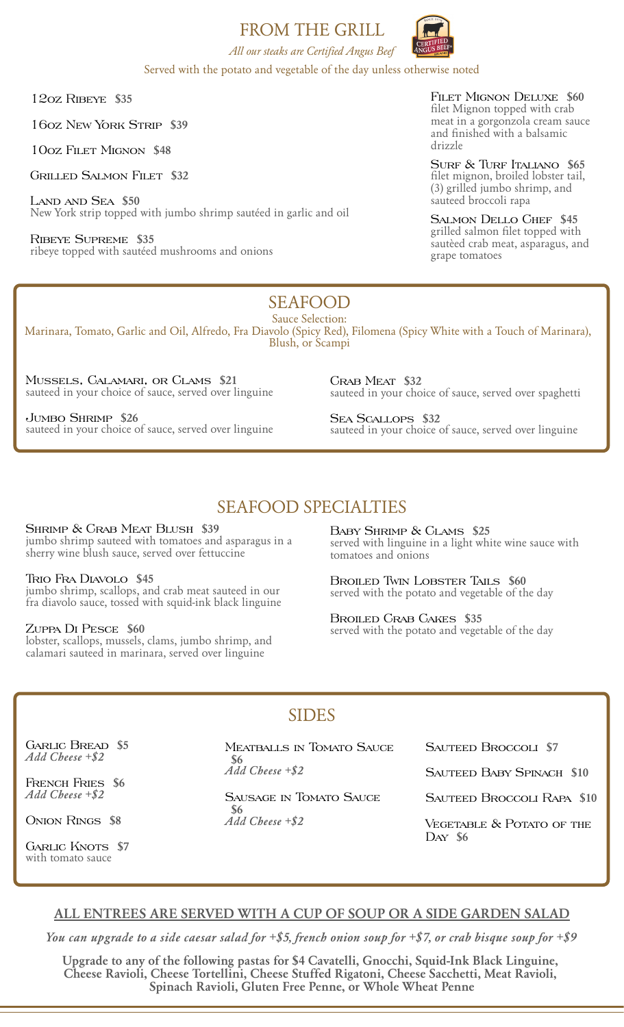# FROM THE GRILL

*All our steaks are Certified Angus Beef*

Served with the potato and vegetable of the day unless otherwise noted

**12oz Ribeye** $35

**16oz New York Strip** $39

**10oz Filet Mignon** $48

**Grilled Salmon Filet** $32

**Land and Sea** $50
New York strip topped with jumbo shrimp sautéed in garlic and oil

**Ribeye Supreme** $35
ribeye topped with sautéed mushrooms and onions

**Filet Mignon Deluxe** $60
filet Mignon topped with crab meat in a gorgonzola cream sauce and finished with a balsamic drizzle

**Surf & Turf Italiano** $65
filet mignon, broiled lobster tail, (3) grilled jumbo shrimp, and sauteed broccoli rapa

**Salmon Dello Chef** $45
grilled salmon filet topped with sautèed crab meat, asparagus, and grape tomatoes

# SEAFOOD

Sauce Selection:
Marinara, Tomato, Garlic and Oil, Alfredo, Fra Diavolo (Spicy Red), Filomena (Spicy White with a Touch of Marinara), Blush, or Scampi

**Mussels, Calamari, or Clams** $21
sauteed in your choice of sauce, served over linguine

**Jumbo Shrimp** $26
sauteed in your choice of sauce, served over linguine

**Crab Meat** $32
sauteed in your choice of sauce, served over spaghetti

**Sea Scallops** $32
sauteed in your choice of sauce, served over linguine

# SEAFOOD SPECIALTIES

**Shrimp & Crab Meat Blush** $39
jumbo shrimp sauteed with tomatoes and asparagus in a sherry wine blush sauce, served over fettuccine

**Trio Fra Diavolo** $45
jumbo shrimp, scallops, and crab meat sauteed in our fra diavolo sauce, tossed with squid-ink black linguine

**Zuppa Di Pesce** $60
lobster, scallops, mussels, clams, jumbo shrimp, and calamari sauteed in marinara, served over linguine

**Baby Shrimp & Clams** $25
served with linguine in a light white wine sauce with tomatoes and onions

**Broiled Twin Lobster Tails** $60
served with the potato and vegetable of the day

**Broiled Crab Cakes** $35
served with the potato and vegetable of the day

# SIDES

**Garlic Bread** $5
*Add Cheese +$2*

**French Fries** $6
*Add Cheese +$2*

**Onion Rings** $8

**Garlic Knots** $7
with tomato sauce

**Meatballs in Tomato Sauce** $6
*Add Cheese +$2*

**Sausage in Tomato Sauce** $6
*Add Cheese +$2*

**Sauteed Broccoli** $7

**Sauteed Baby Spinach** $10

**Sauteed Broccoli Rapa** $10

**Vegetable & Potato of the Day** $6

**ALL ENTREES ARE SERVED WITH A CUP OF SOUP OR A SIDE GARDEN SALAD**

*You can upgrade to a side caesar salad for +$5, french onion soup for +$7, or crab bisque soup for +$9*

**Upgrade to any of the following pastas for $4 Cavatelli, Gnocchi, Squid-Ink Black Linguine, Cheese Ravioli, Cheese Tortellini, Cheese Stuffed Rigatoni, Cheese Sacchetti, Meat Ravioli, Spinach Ravioli, Gluten Free Penne, or Whole Wheat Penne**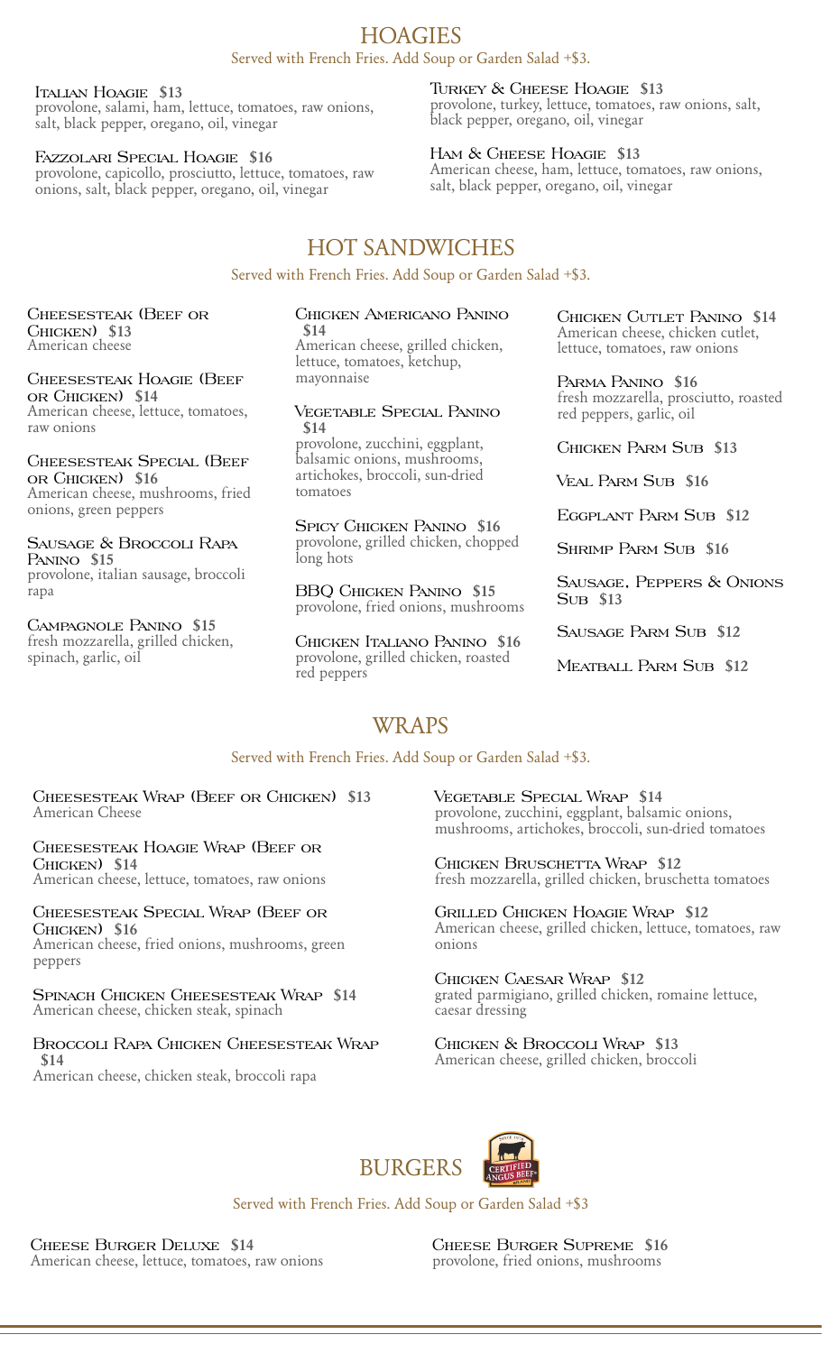# HOAGIES

Served with French Fries. Add Soup or Garden Salad +$3.

**Italian Hoagie** $13
provolone, salami, ham, lettuce, tomatoes, raw onions, salt, black pepper, oregano, oil, vinegar

**Fazzolari Special Hoagie** $16
provolone, capicollo, prosciutto, lettuce, tomatoes, raw onions, salt, black pepper, oregano, oil, vinegar

**Turkey & Cheese Hoagie** $13
provolone, turkey, lettuce, tomatoes, raw onions, salt, black pepper, oregano, oil, vinegar

**Ham & Cheese Hoagie** $13
American cheese, ham, lettuce, tomatoes, raw onions, salt, black pepper, oregano, oil, vinegar

# HOT SANDWICHES

Served with French Fries. Add Soup or Garden Salad +$3.

**Cheesesteak (Beef or Chicken)** $13
American cheese

**Cheesesteak Hoagie (Beef or Chicken)** $14
American cheese, lettuce, tomatoes, raw onions

**Cheesesteak Special (Beef or Chicken)** $16
American cheese, mushrooms, fried onions, green peppers

**Sausage & Broccoli Rapa Panino** $15
provolone, italian sausage, broccoli rapa

**Campagnole Panino** $15
fresh mozzarella, grilled chicken, spinach, garlic, oil

**Chicken Americano Panino** $14
American cheese, grilled chicken, lettuce, tomatoes, ketchup, mayonnaise

**Vegetable Special Panino** $14
provolone, zucchini, eggplant, balsamic onions, mushrooms, artichokes, broccoli, sun-dried tomatoes

**Spicy Chicken Panino** $16
provolone, grilled chicken, chopped long hots

**BBQ Chicken Panino** $15
provolone, fried onions, mushrooms

**Chicken Italiano Panino** $16
provolone, grilled chicken, roasted red peppers

**Chicken Cutlet Panino** $14
American cheese, chicken cutlet, lettuce, tomatoes, raw onions

**Parma Panino** $16
fresh mozzarella, prosciutto, roasted red peppers, garlic, oil

**Chicken Parm Sub** $13

**Veal Parm Sub** $16

**Eggplant Parm Sub** $12

**Shrimp Parm Sub** $16

**Sausage, Peppers & Onions Sub** $13

**Sausage Parm Sub** $12

**Meatball Parm Sub** $12

# WRAPS

Served with French Fries. Add Soup or Garden Salad +$3.

**Cheesesteak Wrap (Beef or Chicken)** $13
American Cheese

**Cheesesteak Hoagie Wrap (Beef or Chicken)** $14
American cheese, lettuce, tomatoes, raw onions

**Cheesesteak Special Wrap (Beef or Chicken)** $16
American cheese, fried onions, mushrooms, green peppers

**Spinach Chicken Cheesesteak Wrap** $14
American cheese, chicken steak, spinach

**Broccoli Rapa Chicken Cheesesteak Wrap** $14
American cheese, chicken steak, broccoli rapa

**Vegetable Special Wrap** $14
provolone, zucchini, eggplant, balsamic onions, mushrooms, artichokes, broccoli, sun-dried tomatoes

**Chicken Bruschetta Wrap** $12
fresh mozzarella, grilled chicken, bruschetta tomatoes

**Grilled Chicken Hoagie Wrap** $12
American cheese, grilled chicken, lettuce, tomatoes, raw onions

**Chicken Caesar Wrap** $12
grated parmigiano, grilled chicken, romaine lettuce, caesar dressing

**Chicken & Broccoli Wrap** $13
American cheese, grilled chicken, broccoli

# BURGERS

Served with French Fries. Add Soup or Garden Salad +$3

**Cheese Burger Deluxe** $14
American cheese, lettuce, tomatoes, raw onions

**Cheese Burger Supreme** $16
provolone, fried onions, mushrooms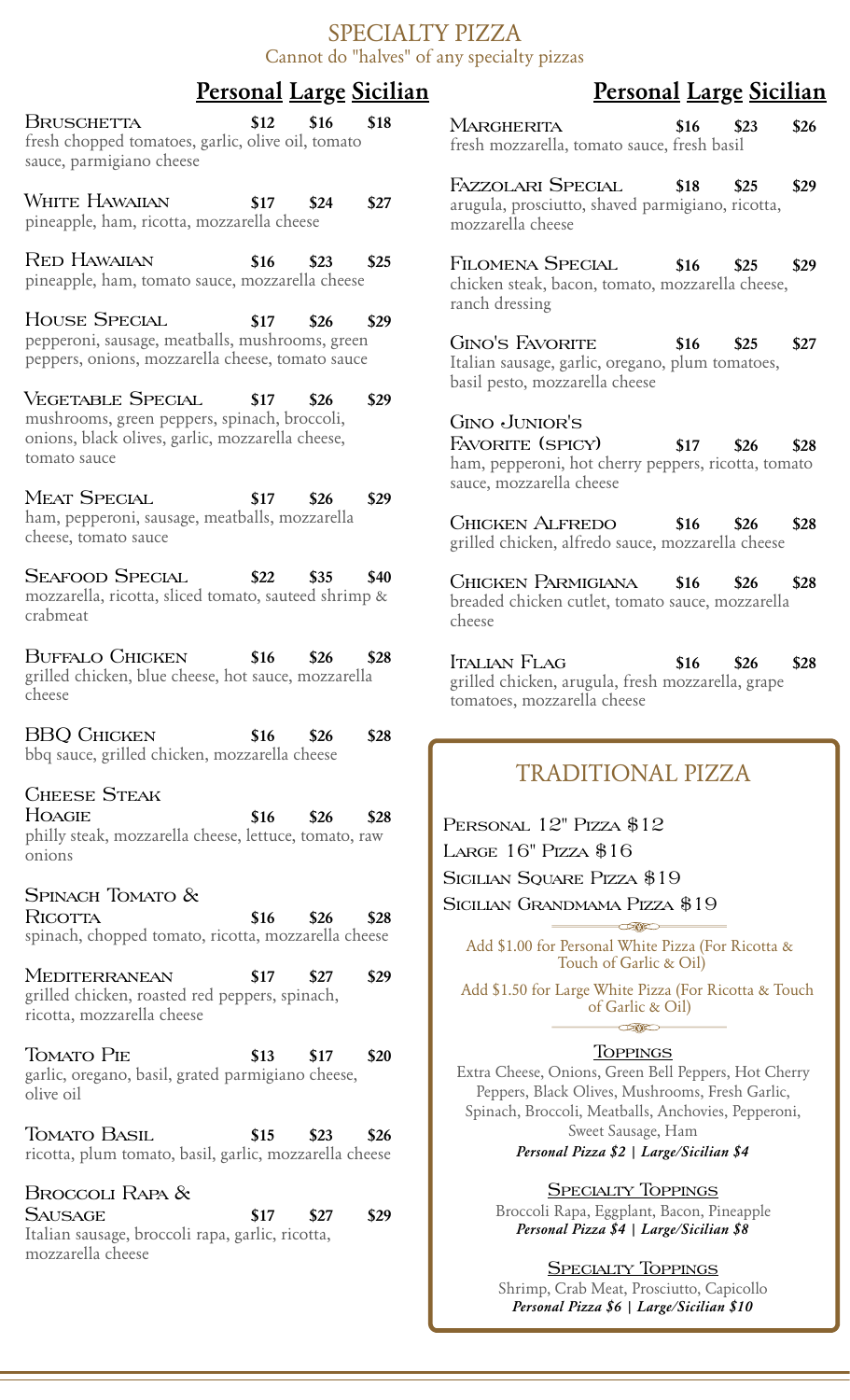# SPECIALTY PIZZA

Cannot do "halves" of any specialty pizzas

| | Personal | Large | Sicilian |
|---|---|---|---|
| **Bruschetta** fresh chopped tomatoes, garlic, olive oil, tomato sauce, parmigiano cheese | $12 | $16 | $18 |
| **White Hawaiian** pineapple, ham, ricotta, mozzarella cheese | $17 | $24 | $27 |
| **Red Hawaiian** pineapple, ham, tomato sauce, mozzarella cheese | $16 | $23 | $25 |
| **House Special** pepperoni, sausage, meatballs, mushrooms, green peppers, onions, mozzarella cheese, tomato sauce | $17 | $26 | $29 |
| **Vegetable Special** mushrooms, green peppers, spinach, broccoli, onions, black olives, garlic, mozzarella cheese, tomato sauce | $17 | $26 | $29 |
| **Meat Special** ham, pepperoni, sausage, meatballs, mozzarella cheese, tomato sauce | $17 | $26 | $29 |
| **Seafood Special** mozzarella, ricotta, sliced tomato, sauteed shrimp & crabmeat | $22 | $35 | $40 |
| **Buffalo Chicken** grilled chicken, blue cheese, hot sauce, mozzarella cheese | $16 | $26 | $28 |
| **BBQ Chicken** bbq sauce, grilled chicken, mozzarella cheese | $16 | $26 | $28 |
| **Cheese Steak Hoagie** philly steak, mozzarella cheese, lettuce, tomato, raw onions | $16 | $26 | $28 |
| **Spinach Tomato & Ricotta** spinach, chopped tomato, ricotta, mozzarella cheese | $16 | $26 | $28 |
| **Mediterranean** grilled chicken, roasted red peppers, spinach, ricotta, mozzarella cheese | $17 | $27 | $29 |
| **Tomato Pie** garlic, oregano, basil, grated parmigiano cheese, olive oil | $13 | $17 | $20 |
| **Tomato Basil** ricotta, plum tomato, basil, garlic, mozzarella cheese | $15 | $23 | $26 |
| **Broccoli Rapa & Sausage** Italian sausage, broccoli rapa, garlic, ricotta, mozzarella cheese | $17 | $27 | $29 |

| | Personal | Large | Sicilian |
|---|---|---|---|
| **Margherita** fresh mozzarella, tomato sauce, fresh basil | $16 | $23 | $26 |
| **Fazzolari Special** arugula, prosciutto, shaved parmigiano, ricotta, mozzarella cheese | $18 | $25 | $29 |
| **Filomena Special** chicken steak, bacon, tomato, mozzarella cheese, ranch dressing | $16 | $25 | $29 |
| **Gino's Favorite** Italian sausage, garlic, oregano, plum tomatoes, basil pesto, mozzarella cheese | $16 | $25 | $27 |
| **Gino Junior's Favorite (Spicy)** ham, pepperoni, hot cherry peppers, ricotta, tomato sauce, mozzarella cheese | $17 | $26 | $28 |
| **Chicken Alfredo** grilled chicken, alfredo sauce, mozzarella cheese | $16 | $26 | $28 |
| **Chicken Parmigiana** breaded chicken cutlet, tomato sauce, mozzarella cheese | $16 | $26 | $28 |
| **Italian Flag** grilled chicken, arugula, fresh mozzarella, grape tomatoes, mozzarella cheese | $16 | $26 | $28 |

## TRADITIONAL PIZZA

Personal 12" Pizza $12

Large 16" Pizza $16

Sicilian Square Pizza $19

Sicilian Grandmama Pizza $19

Add $1.00 for Personal White Pizza (For Ricotta & Touch of Garlic & Oil)

Add $1.50 for Large White Pizza (For Ricotta & Touch of Garlic & Oil)

### Toppings

Extra Cheese, Onions, Green Bell Peppers, Hot Cherry Peppers, Black Olives, Mushrooms, Fresh Garlic, Spinach, Broccoli, Meatballs, Anchovies, Pepperoni, Sweet Sausage, Ham

***Personal Pizza $2 | Large/Sicilian $4***

### Specialty Toppings

Broccoli Rapa, Eggplant, Bacon, Pineapple

***Personal Pizza $4 | Large/Sicilian $8***

### Specialty Toppings

Shrimp, Crab Meat, Prosciutto, Capicollo

***Personal Pizza $6 | Large/Sicilian $10***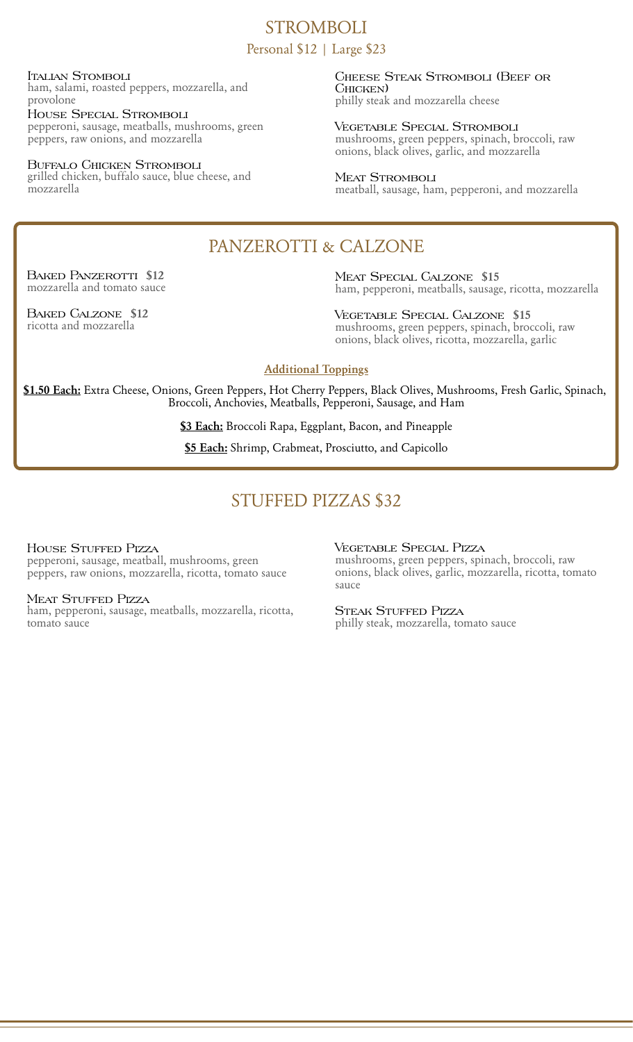## STROMBOLI

Personal $12 | Large $23

**Italian Stomboli**
ham, salami, roasted peppers, mozzarella, and provolone

**House Special Stromboli**
pepperoni, sausage, meatballs, mushrooms, green peppers, raw onions, and mozzarella

**Buffalo Chicken Stromboli**
grilled chicken, buffalo sauce, blue cheese, and mozzarella

**Cheese Steak Stromboli (Beef or Chicken)**
philly steak and mozzarella cheese

**Vegetable Special Stromboli**
mushrooms, green peppers, spinach, broccoli, raw onions, black olives, garlic, and mozzarella

**Meat Stromboli**
meatball, sausage, ham, pepperoni, and mozzarella

## PANZEROTTI & CALZONE

**Baked Panzerotti $12**
mozzarella and tomato sauce

**Baked Calzone $12**
ricotta and mozzarella

**Meat Special Calzone $15**
ham, pepperoni, meatballs, sausage, ricotta, mozzarella

**Vegetable Special Calzone $15**
mushrooms, green peppers, spinach, broccoli, raw onions, black olives, ricotta, mozzarella, garlic

### Additional Toppings

**$1.50 Each:** Extra Cheese, Onions, Green Peppers, Hot Cherry Peppers, Black Olives, Mushrooms, Fresh Garlic, Spinach, Broccoli, Anchovies, Meatballs, Pepperoni, Sausage, and Ham

**$3 Each:** Broccoli Rapa, Eggplant, Bacon, and Pineapple

**$5 Each:** Shrimp, Crabmeat, Prosciutto, and Capicollo

## STUFFED PIZZAS $32

**House Stuffed Pizza**
pepperoni, sausage, meatball, mushrooms, green peppers, raw onions, mozzarella, ricotta, tomato sauce

**Meat Stuffed Pizza**
ham, pepperoni, sausage, meatballs, mozzarella, ricotta, tomato sauce

**Vegetable Special Pizza**
mushrooms, green peppers, spinach, broccoli, raw onions, black olives, garlic, mozzarella, ricotta, tomato sauce

**Steak Stuffed Pizza**
philly steak, mozzarella, tomato sauce